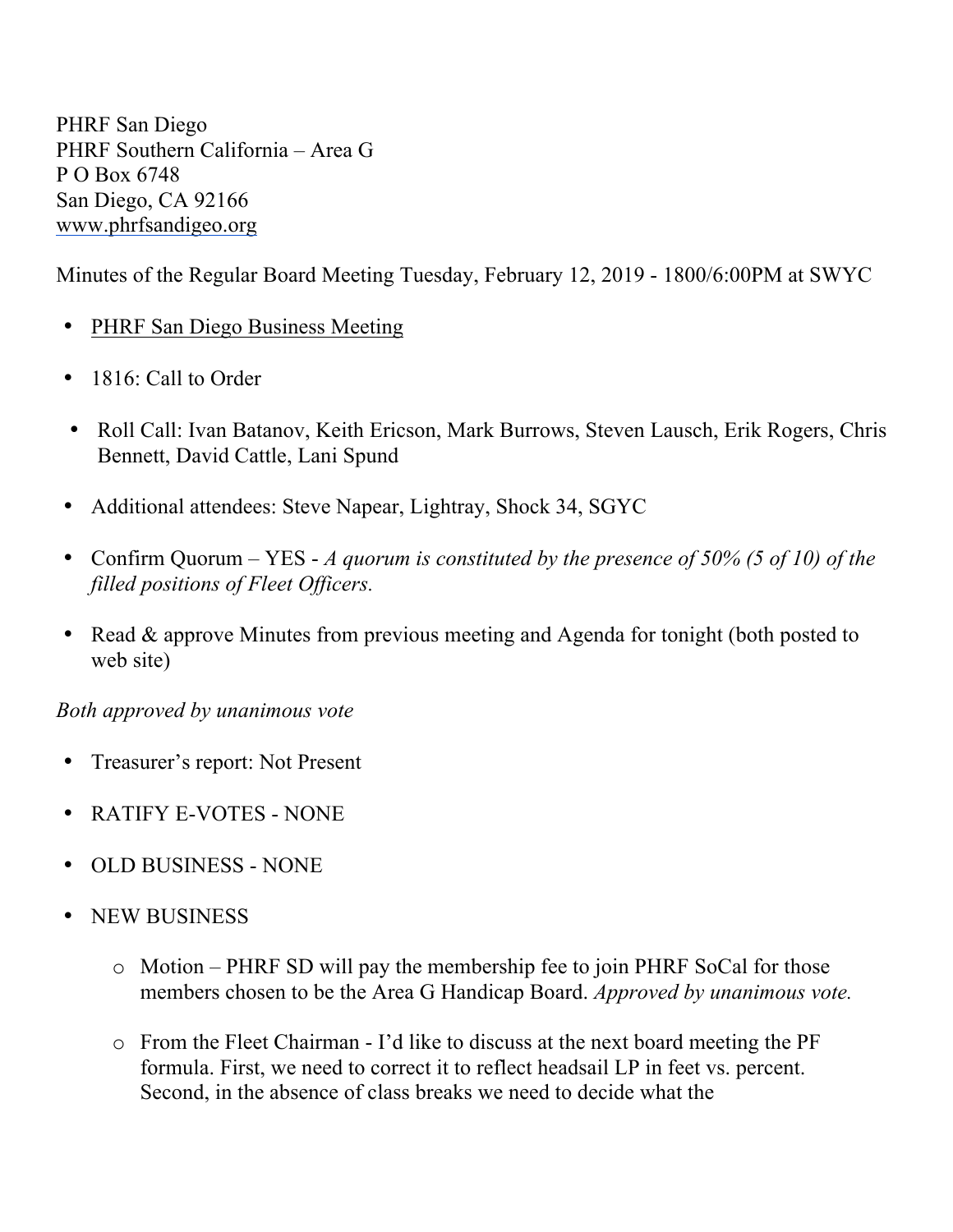PHRF San Diego
PHRF Southern California – Area G
P O Box 6748
San Diego, CA 92166
www.phrfsandigeo.org

Minutes of the Regular Board Meeting Tuesday, February 12, 2019 - 1800/6:00PM at SWYC

- PHRF San Diego Business Meeting
- 1816: Call to Order
- Roll Call: Ivan Batanov, Keith Ericson, Mark Burrows, Steven Lausch, Erik Rogers, Chris Bennett, David Cattle, Lani Spund
- Additional attendees: Steve Napear, Lightray, Shock 34, SGYC
- Confirm Quorum – YES - *A quorum is constituted by the presence of 50% (5 of 10) of the filled positions of Fleet Officers.*
- Read & approve Minutes from previous meeting and Agenda for tonight (both posted to web site)

*Both approved by unanimous vote*

- Treasurer's report: Not Present
- RATIFY E-VOTES - NONE
- OLD BUSINESS - NONE
- NEW BUSINESS
  - Motion – PHRF SD will pay the membership fee to join PHRF SoCal for those members chosen to be the Area G Handicap Board. *Approved by unanimous vote.*
  - From the Fleet Chairman - I'd like to discuss at the next board meeting the PF formula. First, we need to correct it to reflect headsail LP in feet vs. percent. Second, in the absence of class breaks we need to decide what the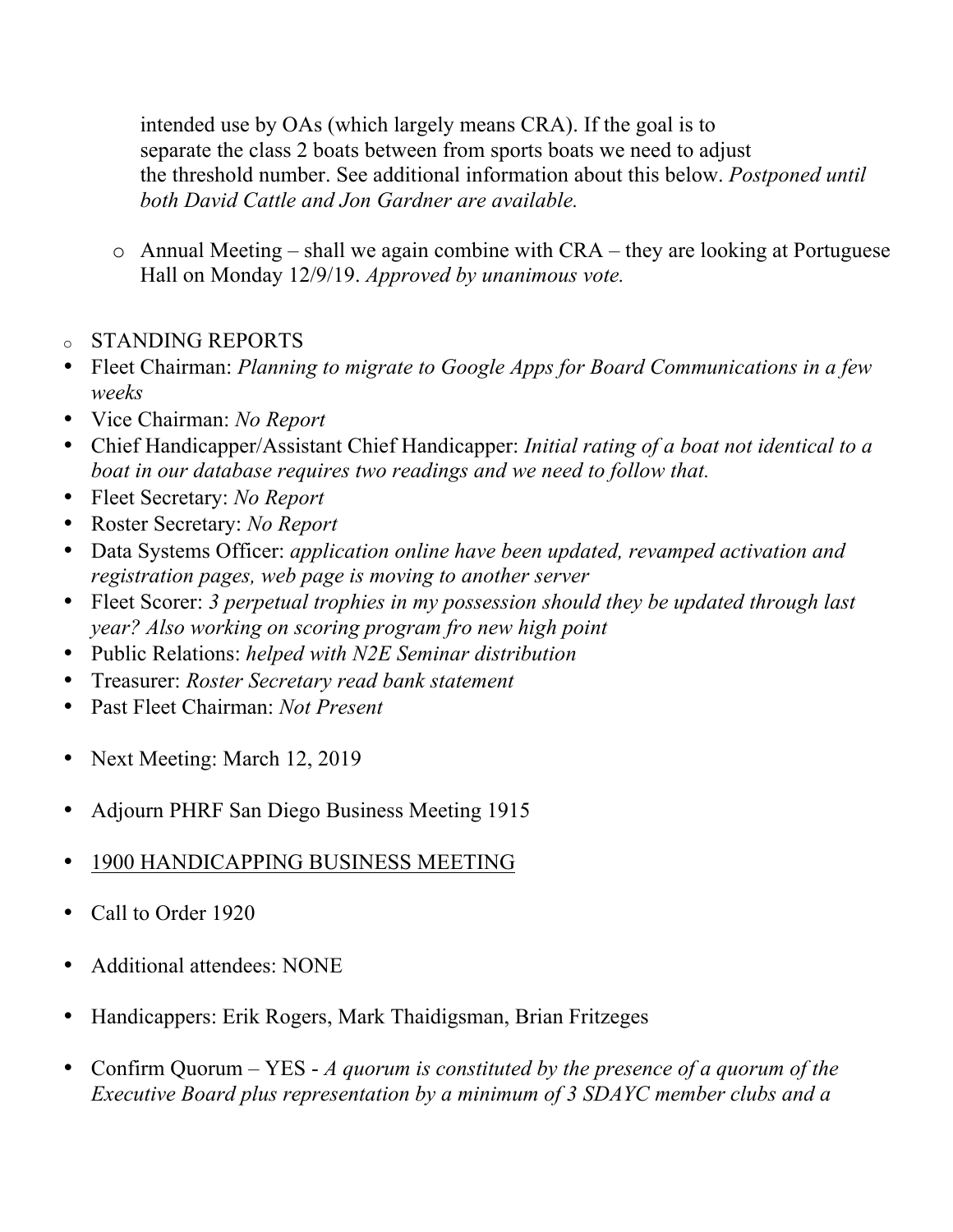intended use by OAs (which largely means CRA). If the goal is to separate the class 2 boats between from sports boats we need to adjust the threshold number. See additional information about this below. *Postponed until both David Cattle and Jon Gardner are available.*

- Annual Meeting – shall we again combine with CRA – they are looking at Portuguese Hall on Monday 12/9/19. *Approved by unanimous vote.*

- STANDING REPORTS
- Fleet Chairman: *Planning to migrate to Google Apps for Board Communications in a few weeks*
- Vice Chairman: *No Report*
- Chief Handicapper/Assistant Chief Handicapper: *Initial rating of a boat not identical to a boat in our database requires two readings and we need to follow that.*
- Fleet Secretary: *No Report*
- Roster Secretary: *No Report*
- Data Systems Officer: *application online have been updated, revamped activation and registration pages, web page is moving to another server*
- Fleet Scorer: *3 perpetual trophies in my possession should they be updated through last year? Also working on scoring program fro new high point*
- Public Relations: *helped with N2E Seminar distribution*
- Treasurer: *Roster Secretary read bank statement*
- Past Fleet Chairman: *Not Present*

- Next Meeting: March 12, 2019

- Adjourn PHRF San Diego Business Meeting 1915

- <u>1900 HANDICAPPING BUSINESS MEETING</u>

- Call to Order 1920

- Additional attendees: NONE

- Handicappers: Erik Rogers, Mark Thaidigsman, Brian Fritzeges

- Confirm Quorum – YES - *A quorum is constituted by the presence of a quorum of the Executive Board plus representation by a minimum of 3 SDAYC member clubs and a*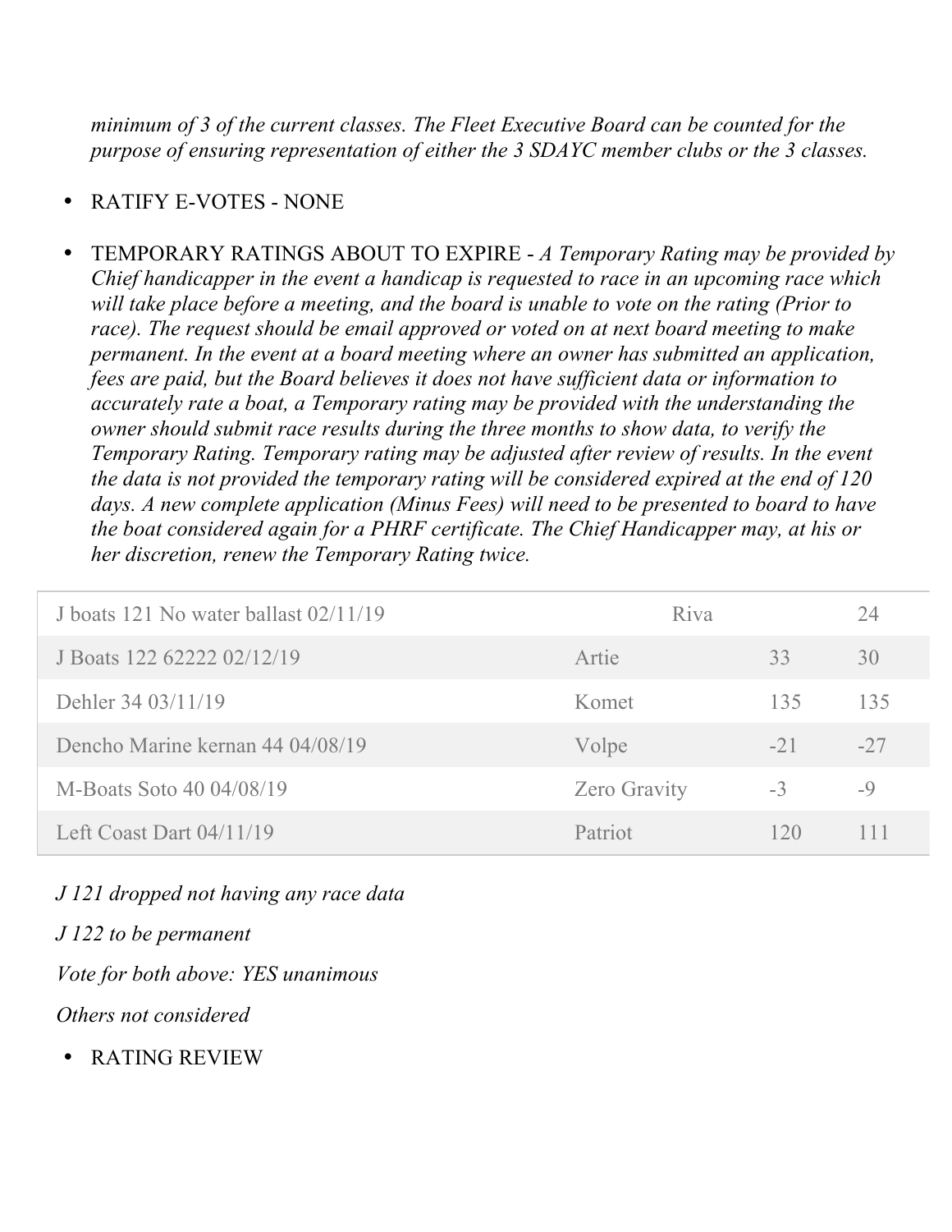*minimum of 3 of the current classes. The Fleet Executive Board can be counted for the purpose of ensuring representation of either the 3 SDAYC member clubs or the 3 classes.*

- RATIFY E-VOTES - NONE
- TEMPORARY RATINGS ABOUT TO EXPIRE - *A Temporary Rating may be provided by Chief handicapper in the event a handicap is requested to race in an upcoming race which will take place before a meeting, and the board is unable to vote on the rating (Prior to race). The request should be email approved or voted on at next board meeting to make permanent. In the event at a board meeting where an owner has submitted an application, fees are paid, but the Board believes it does not have sufficient data or information to accurately rate a boat, a Temporary rating may be provided with the understanding the owner should submit race results during the three months to show data, to verify the Temporary Rating. Temporary rating may be adjusted after review of results. In the event the data is not provided the temporary rating will be considered expired at the end of 120 days. A new complete application (Minus Fees) will need to be presented to board to have the boat considered again for a PHRF certificate. The Chief Handicapper may, at his or her discretion, renew the Temporary Rating twice.*

| | | | |
|---|---|---|---|
| J boats 121 No water ballast 02/11/19 | Riva | | 24 |
| J Boats 122 62222 02/12/19 | Artie | 33 | 30 |
| Dehler 34 03/11/19 | Komet | 135 | 135 |
| Dencho Marine kernan 44 04/08/19 | Volpe | -21 | -27 |
| M-Boats Soto 40 04/08/19 | Zero Gravity | -3 | -9 |
| Left Coast Dart 04/11/19 | Patriot | 120 | 111 |

*J 121 dropped not having any race data*

*J 122 to be permanent*

*Vote for both above: YES unanimous*

*Others not considered*

- RATING REVIEW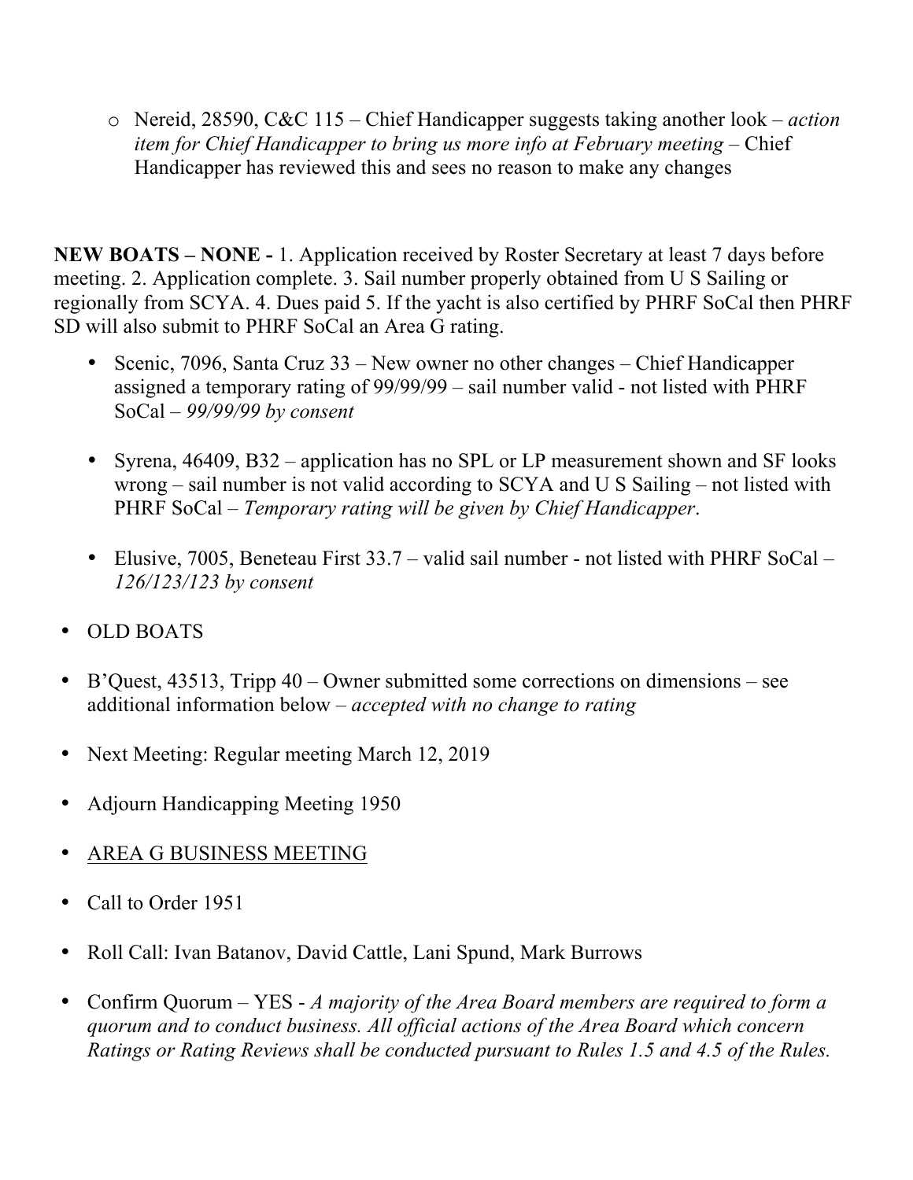- Nereid, 28590, C&C 115 – Chief Handicapper suggests taking another look – *action item for Chief Handicapper to bring us more info at February meeting* – Chief Handicapper has reviewed this and sees no reason to make any changes

**NEW BOATS – NONE -** 1. Application received by Roster Secretary at least 7 days before meeting. 2. Application complete. 3. Sail number properly obtained from U S Sailing or regionally from SCYA. 4. Dues paid 5. If the yacht is also certified by PHRF SoCal then PHRF SD will also submit to PHRF SoCal an Area G rating.

- Scenic, 7096, Santa Cruz 33 – New owner no other changes – Chief Handicapper assigned a temporary rating of 99/99/99 – sail number valid - not listed with PHRF SoCal – *99/99/99 by consent*

- Syrena, 46409, B32 – application has no SPL or LP measurement shown and SF looks wrong – sail number is not valid according to SCYA and U S Sailing – not listed with PHRF SoCal – *Temporary rating will be given by Chief Handicapper*.

- Elusive, 7005, Beneteau First 33.7 – valid sail number - not listed with PHRF SoCal – *126/123/123 by consent*

- OLD BOATS

- B'Quest, 43513, Tripp 40 – Owner submitted some corrections on dimensions – see additional information below – *accepted with no change to rating*

- Next Meeting: Regular meeting March 12, 2019

- Adjourn Handicapping Meeting 1950

- AREA G BUSINESS MEETING

- Call to Order 1951

- Roll Call: Ivan Batanov, David Cattle, Lani Spund, Mark Burrows

- Confirm Quorum – YES - *A majority of the Area Board members are required to form a quorum and to conduct business. All official actions of the Area Board which concern Ratings or Rating Reviews shall be conducted pursuant to Rules 1.5 and 4.5 of the Rules.*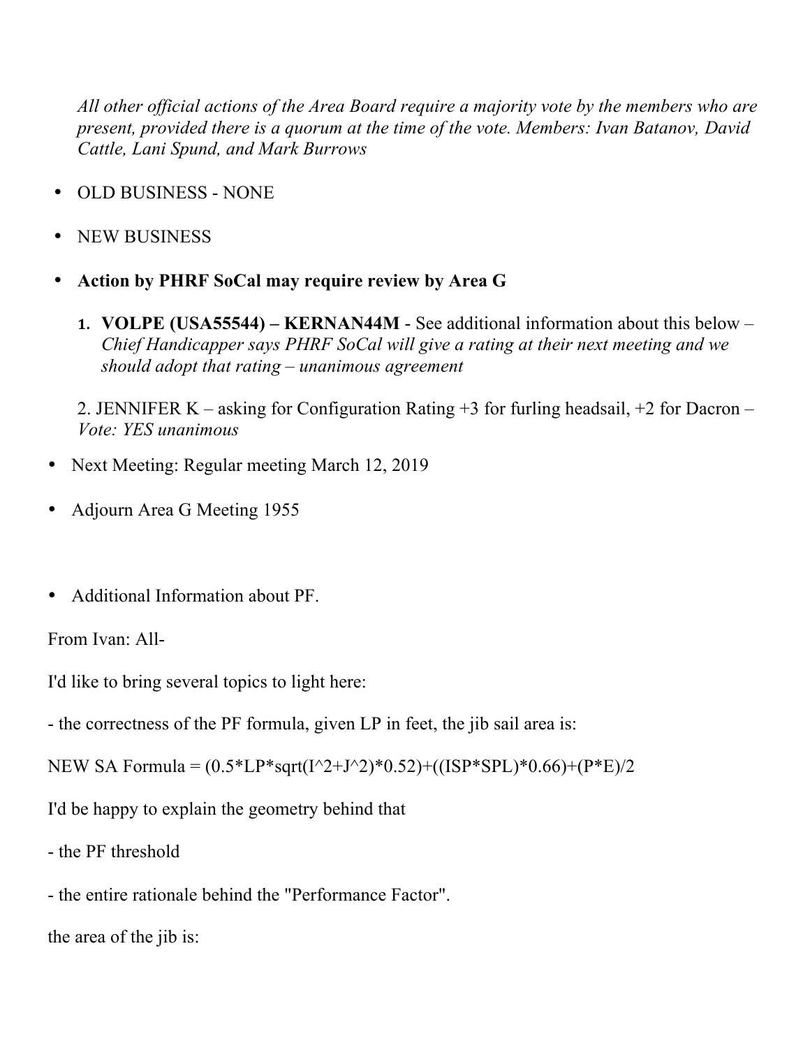*All other official actions of the Area Board require a majority vote by the members who are present, provided there is a quorum at the time of the vote. Members: Ivan Batanov, David Cattle, Lani Spund, and Mark Burrows*

- OLD BUSINESS - NONE
- NEW BUSINESS
- **Action by PHRF SoCal may require review by Area G**

   1. **VOLPE (USA55544) – KERNAN44M** - See additional information about this below – *Chief Handicapper says PHRF SoCal will give a rating at their next meeting and we should adopt that rating – unanimous agreement*

   2. JENNIFER K – asking for Configuration Rating +3 for furling headsail, +2 for Dacron – *Vote: YES unanimous*

- Next Meeting: Regular meeting March 12, 2019
- Adjourn Area G Meeting 1955

- Additional Information about PF.

From Ivan: All-

I'd like to bring several topics to light here:

- the correctness of the PF formula, given LP in feet, the jib sail area is:

NEW SA Formula = (0.5*LP*sqrt(I^2+J^2)*0.52)+((ISP*SPL)*0.66)+(P*E)/2

I'd be happy to explain the geometry behind that

- the PF threshold

- the entire rationale behind the "Performance Factor".

the area of the jib is: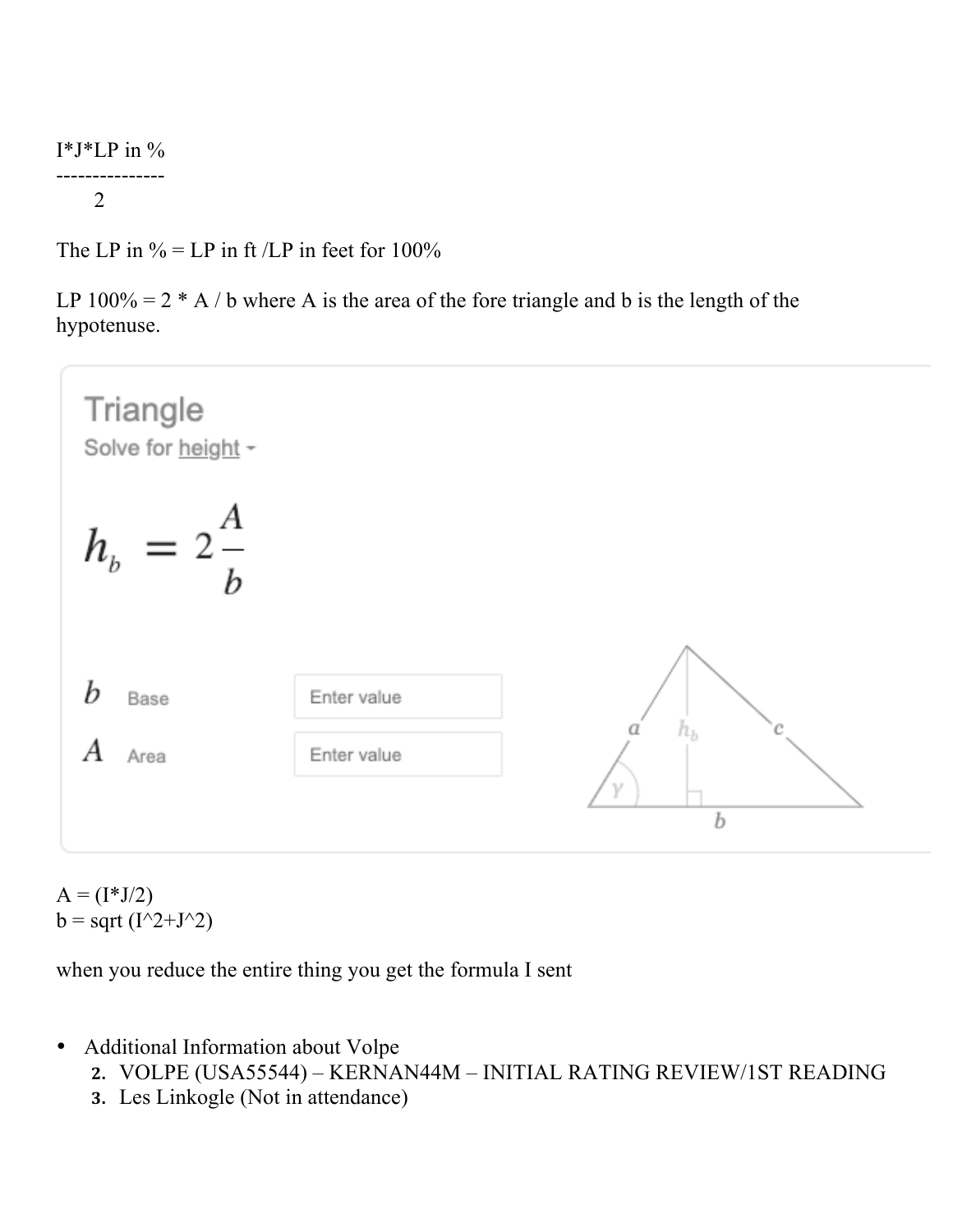$$\frac{I*J*LP \text{ in } \%}{2}$$

The LP in % = LP in ft /LP in feet for 100%

LP 100% = 2 * A / b where A is the area of the fore triangle and b is the length of the hypotenuse.

Triangle

Solve for height

$$h_b = 2\frac{A}{b}$$

| | | |
|---|---|---|
| $b$ | Base | Enter value |
| $A$ | Area | Enter value |

A = (I*J/2)
b = sqrt (I^2+J^2)

when you reduce the entire thing you get the formula I sent

- Additional Information about Volpe
  2. VOLPE (USA55544) – KERNAN44M – INITIAL RATING REVIEW/1ST READING
  3. Les Linkogle (Not in attendance)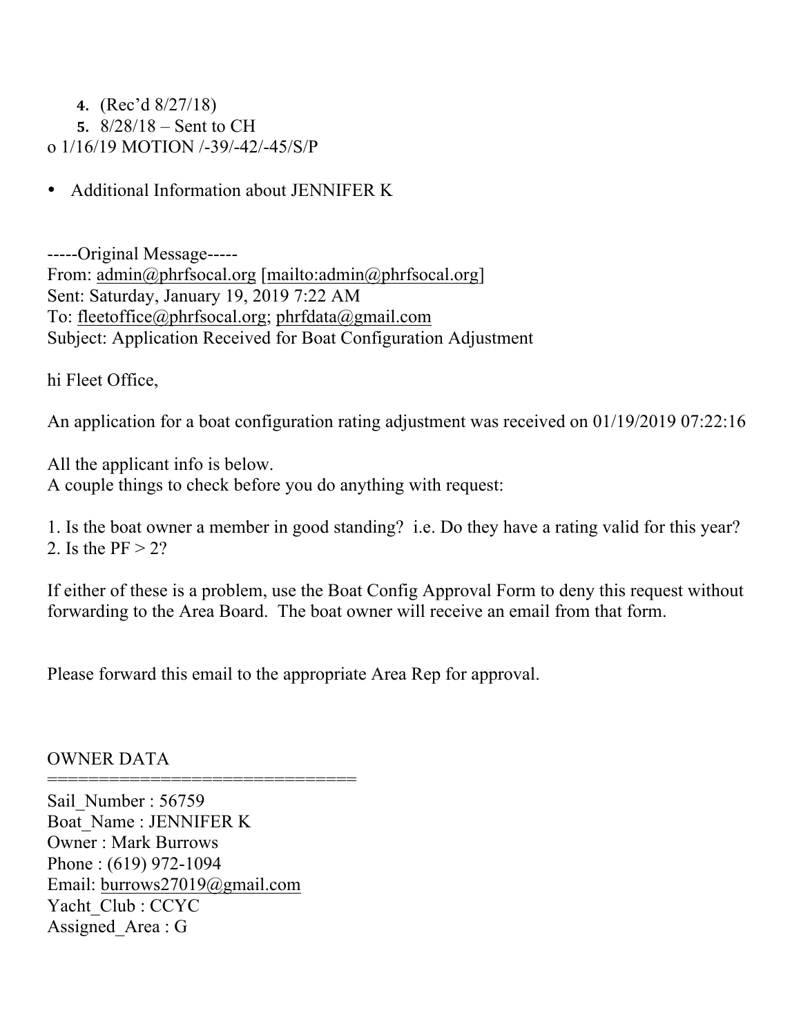4. (Rec'd 8/27/18)
5. 8/28/18 – Sent to CH

o 1/16/19 MOTION /-39/-42/-45/S/P

- Additional Information about JENNIFER K

-----Original Message-----
From: admin@phrfsocal.org [mailto:admin@phrfsocal.org]
Sent: Saturday, January 19, 2019 7:22 AM
To: fleetoffice@phrfsocal.org; phrfdata@gmail.com
Subject: Application Received for Boat Configuration Adjustment

hi Fleet Office,

An application for a boat configuration rating adjustment was received on 01/19/2019 07:22:16

All the applicant info is below.
A couple things to check before you do anything with request:

1. Is the boat owner a member in good standing? i.e. Do they have a rating valid for this year?
2. Is the PF > 2?

If either of these is a problem, use the Boat Config Approval Form to deny this request without forwarding to the Area Board. The boat owner will receive an email from that form.

Please forward this email to the appropriate Area Rep for approval.

OWNER DATA
==============================
Sail_Number : 56759
Boat_Name : JENNIFER K
Owner : Mark Burrows
Phone : (619) 972-1094
Email: burrows27019@gmail.com
Yacht_Club : CCYC
Assigned_Area : G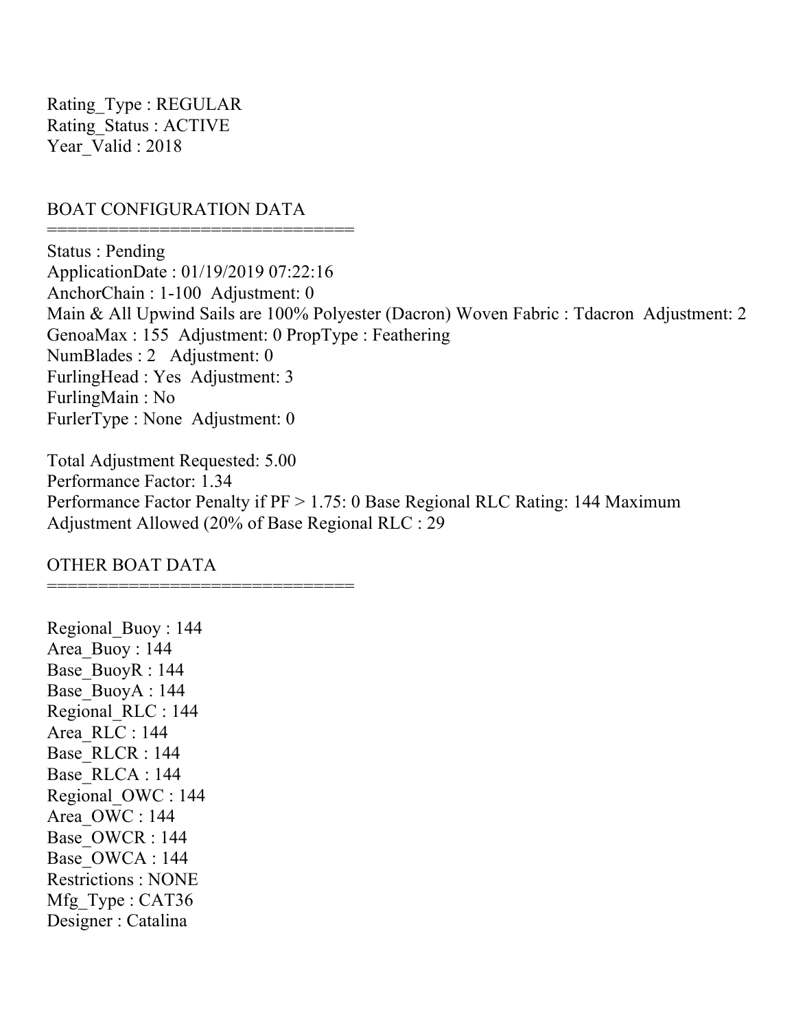Rating_Type : REGULAR
Rating_Status : ACTIVE
Year_Valid : 2018

## BOAT CONFIGURATION DATA

==============================

Status : Pending
ApplicationDate : 01/19/2019 07:22:16
AnchorChain : 1-100 Adjustment: 0
Main & All Upwind Sails are 100% Polyester (Dacron) Woven Fabric : Tdacron Adjustment: 2
GenoaMax : 155 Adjustment: 0 PropType : Feathering
NumBlades : 2 Adjustment: 0
FurlingHead : Yes Adjustment: 3
FurlingMain : No
FurlerType : None Adjustment: 0

Total Adjustment Requested: 5.00
Performance Factor: 1.34
Performance Factor Penalty if PF > 1.75: 0 Base Regional RLC Rating: 144 Maximum Adjustment Allowed (20% of Base Regional RLC : 29

## OTHER BOAT DATA

==============================

Regional_Buoy : 144
Area_Buoy : 144
Base_BuoyR : 144
Base_BuoyA : 144
Regional_RLC : 144
Area_RLC : 144
Base_RLCR : 144
Base_RLCA : 144
Regional_OWC : 144
Area_OWC : 144
Base_OWCR : 144
Base_OWCA : 144
Restrictions : NONE
Mfg_Type : CAT36
Designer : Catalina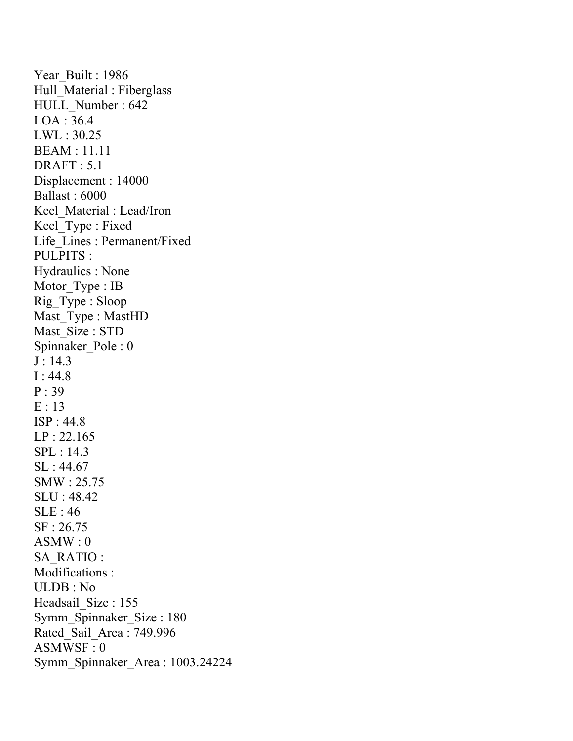Year_Built : 1986
Hull_Material : Fiberglass
HULL_Number : 642
LOA : 36.4
LWL : 30.25
BEAM : 11.11
DRAFT : 5.1
Displacement : 14000
Ballast : 6000
Keel_Material : Lead/Iron
Keel_Type : Fixed
Life_Lines : Permanent/Fixed
PULPITS :
Hydraulics : None
Motor_Type : IB
Rig_Type : Sloop
Mast_Type : MastHD
Mast_Size : STD
Spinnaker_Pole : 0
J : 14.3
I : 44.8
P : 39
E : 13
ISP : 44.8
LP : 22.165
SPL : 14.3
SL : 44.67
SMW : 25.75
SLU : 48.42
SLE : 46
SF : 26.75
ASMW : 0
SA_RATIO :
Modifications :
ULDB : No
Headsail_Size : 155
Symm_Spinnaker_Size : 180
Rated_Sail_Area : 749.996
ASMWSF : 0
Symm_Spinnaker_Area : 1003.24224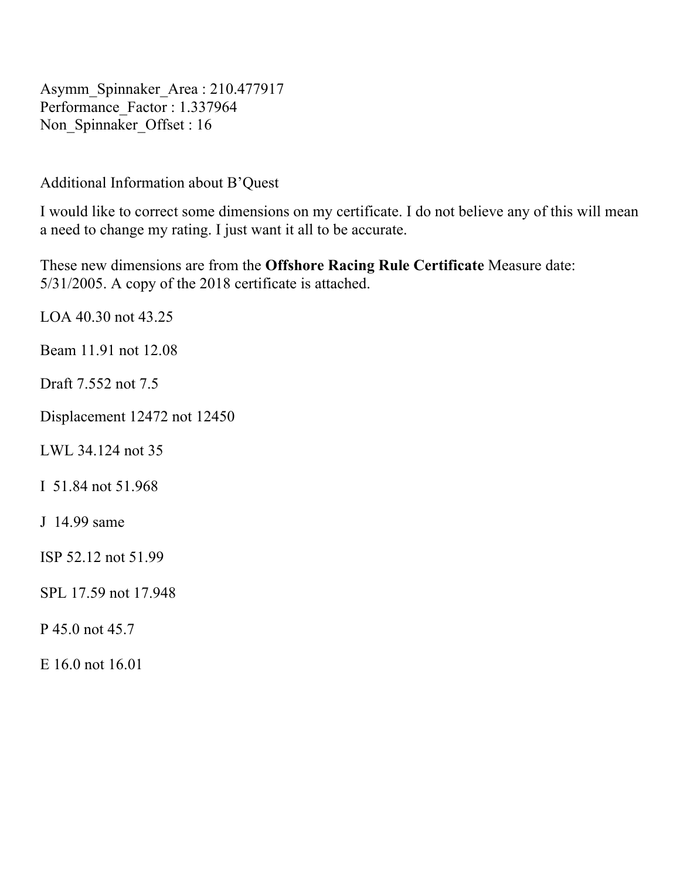Asymm_Spinnaker_Area : 210.477917
Performance_Factor : 1.337964
Non_Spinnaker_Offset : 16

Additional Information about B'Quest

I would like to correct some dimensions on my certificate. I do not believe any of this will mean a need to change my rating. I just want it all to be accurate.

These new dimensions are from the **Offshore Racing Rule Certificate** Measure date: 5/31/2005. A copy of the 2018 certificate is attached.

LOA 40.30 not 43.25

Beam 11.91 not 12.08

Draft 7.552 not 7.5

Displacement 12472 not 12450

LWL 34.124 not 35

I 51.84 not 51.968

J 14.99 same

ISP 52.12 not 51.99

SPL 17.59 not 17.948

P 45.0 not 45.7

E 16.0 not 16.01